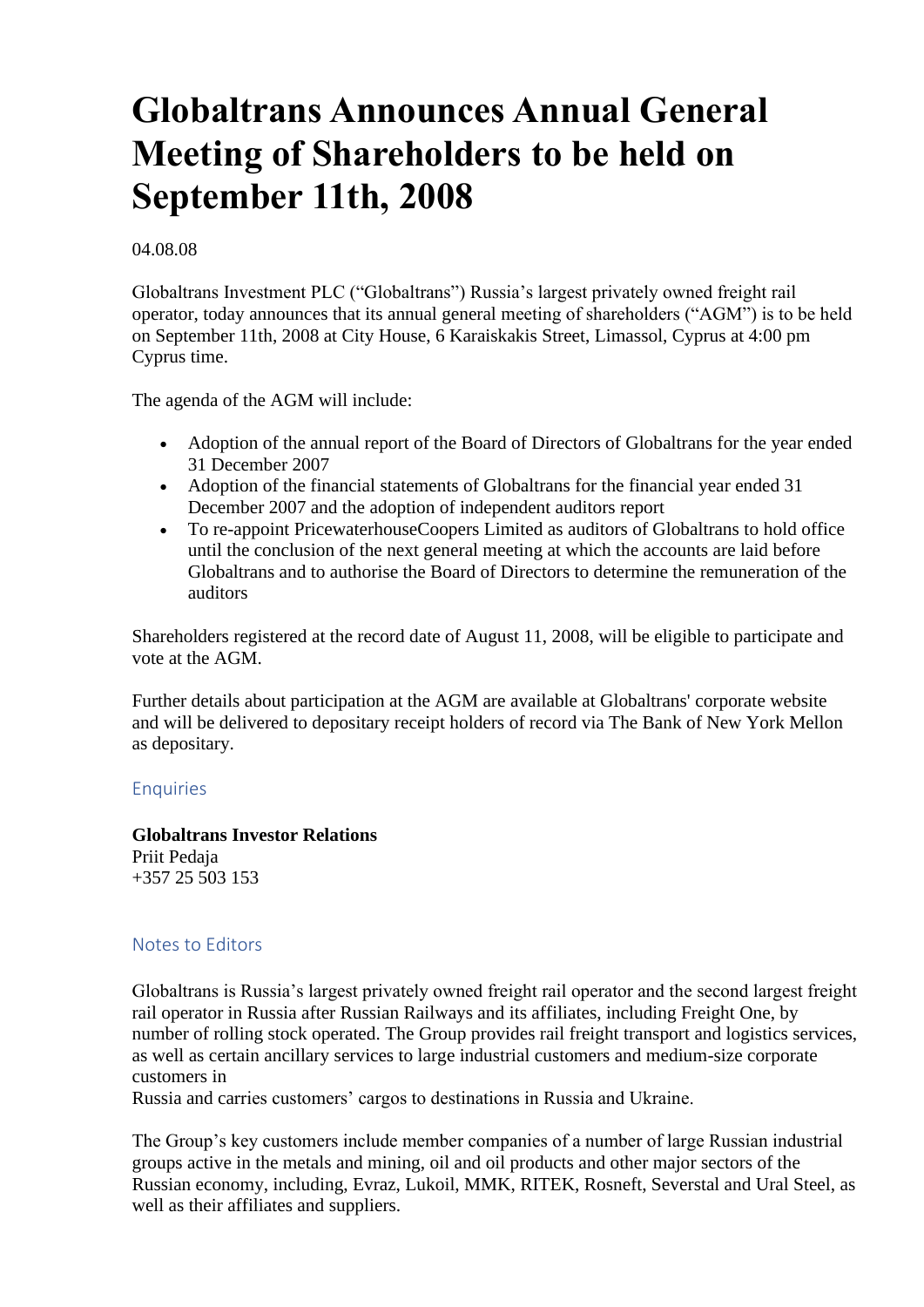# Globaltrans Announces Annual General Meeting of Shareholders to be held on September 11th, 2008

04.08.08

Globaltrans Investment PLC ("Globaltrans") Russia's largest privately owned freight rail operator, today announces that its annual general meeting of shareholders ("AGM") is to be held on September 11th, 2008 at City House, 6 Karaiskakis Street, Limassol, Cyprus at 4:00 pm Cyprus time.

The agenda of the AGM will include:

- Adoption of the annual report of the Board of Directors of Globaltrans for the year ended 31 December 2007
- Adoption of the financial statements of Globaltrans for the financial year ended 31 December 2007 and the adoption of independent auditors report
- To re-appoint PricewaterhouseCoopers Limited as auditors of Globaltrans to hold office until the conclusion of the next general meeting at which the accounts are laid before Globaltrans and to authorise the Board of Directors to determine the remuneration of the auditors

Shareholders registered at the record date of August 11, 2008, will be eligible to participate and vote at the AGM.

Further details about participation at the AGM are available at Globaltrans' corporate website and will be delivered to depositary receipt holders of record via The Bank of New York Mellon as depositary.

## Enquiries

**Globaltrans Investor Relations**
Priit Pedaja
+357 25 503 153

## Notes to Editors

Globaltrans is Russia's largest privately owned freight rail operator and the second largest freight rail operator in Russia after Russian Railways and its affiliates, including Freight One, by number of rolling stock operated. The Group provides rail freight transport and logistics services, as well as certain ancillary services to large industrial customers and medium-size corporate customers in
Russia and carries customers' cargos to destinations in Russia and Ukraine.

The Group's key customers include member companies of a number of large Russian industrial groups active in the metals and mining, oil and oil products and other major sectors of the Russian economy, including, Evraz, Lukoil, MMK, RITEK, Rosneft, Severstal and Ural Steel, as well as their affiliates and suppliers.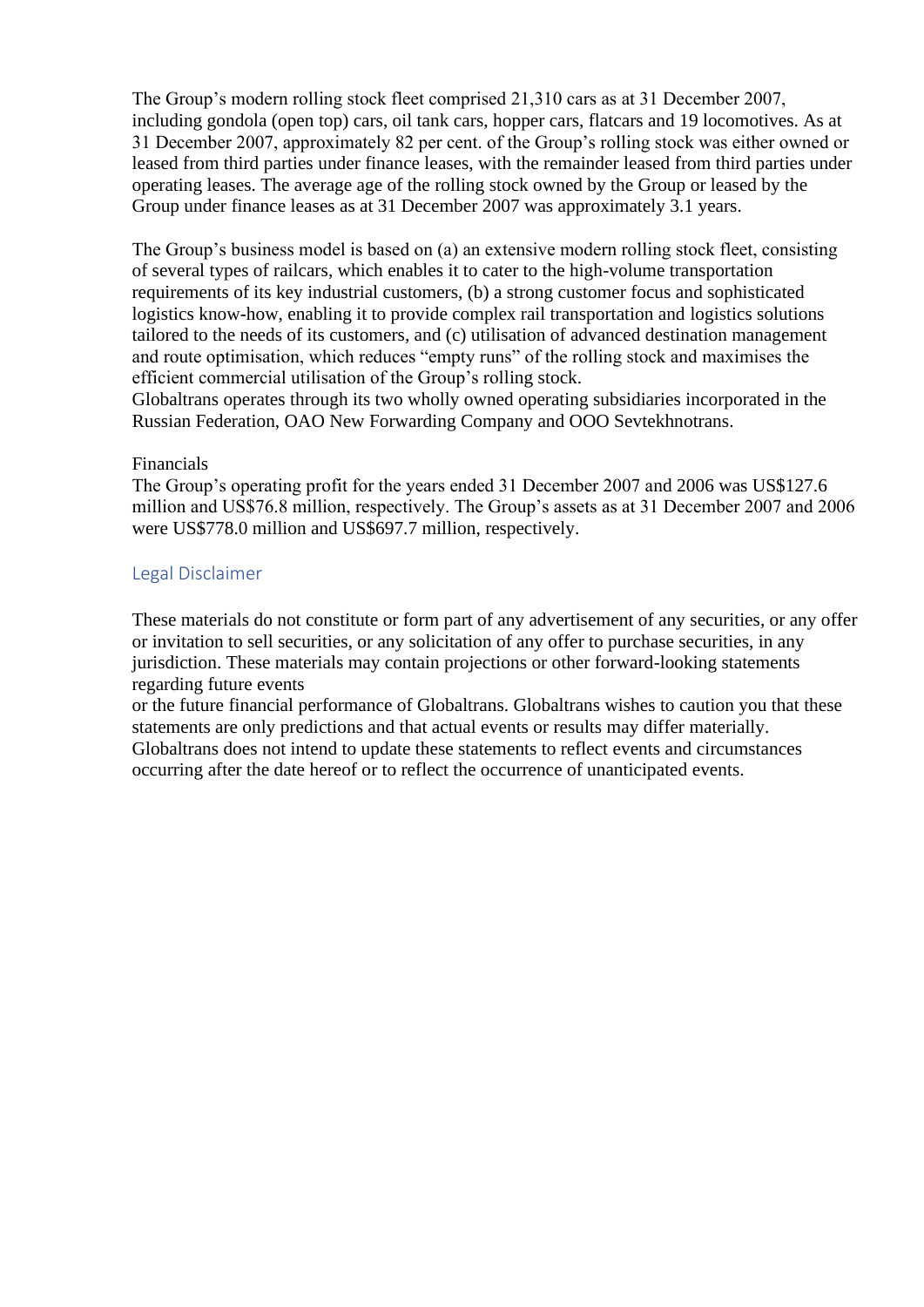The Group's modern rolling stock fleet comprised 21,310 cars as at 31 December 2007, including gondola (open top) cars, oil tank cars, hopper cars, flatcars and 19 locomotives. As at 31 December 2007, approximately 82 per cent. of the Group's rolling stock was either owned or leased from third parties under finance leases, with the remainder leased from third parties under operating leases. The average age of the rolling stock owned by the Group or leased by the Group under finance leases as at 31 December 2007 was approximately 3.1 years.

The Group's business model is based on (a) an extensive modern rolling stock fleet, consisting of several types of railcars, which enables it to cater to the high-volume transportation requirements of its key industrial customers, (b) a strong customer focus and sophisticated logistics know-how, enabling it to provide complex rail transportation and logistics solutions tailored to the needs of its customers, and (c) utilisation of advanced destination management and route optimisation, which reduces "empty runs" of the rolling stock and maximises the efficient commercial utilisation of the Group's rolling stock.
Globaltrans operates through its two wholly owned operating subsidiaries incorporated in the Russian Federation, OAO New Forwarding Company and OOO Sevtekhnotrans.

Financials
The Group's operating profit for the years ended 31 December 2007 and 2006 was US$127.6 million and US$76.8 million, respectively. The Group's assets as at 31 December 2007 and 2006 were US$778.0 million and US$697.7 million, respectively.

## Legal Disclaimer

These materials do not constitute or form part of any advertisement of any securities, or any offer or invitation to sell securities, or any solicitation of any offer to purchase securities, in any jurisdiction. These materials may contain projections or other forward-looking statements regarding future events
or the future financial performance of Globaltrans. Globaltrans wishes to caution you that these statements are only predictions and that actual events or results may differ materially. Globaltrans does not intend to update these statements to reflect events and circumstances occurring after the date hereof or to reflect the occurrence of unanticipated events.